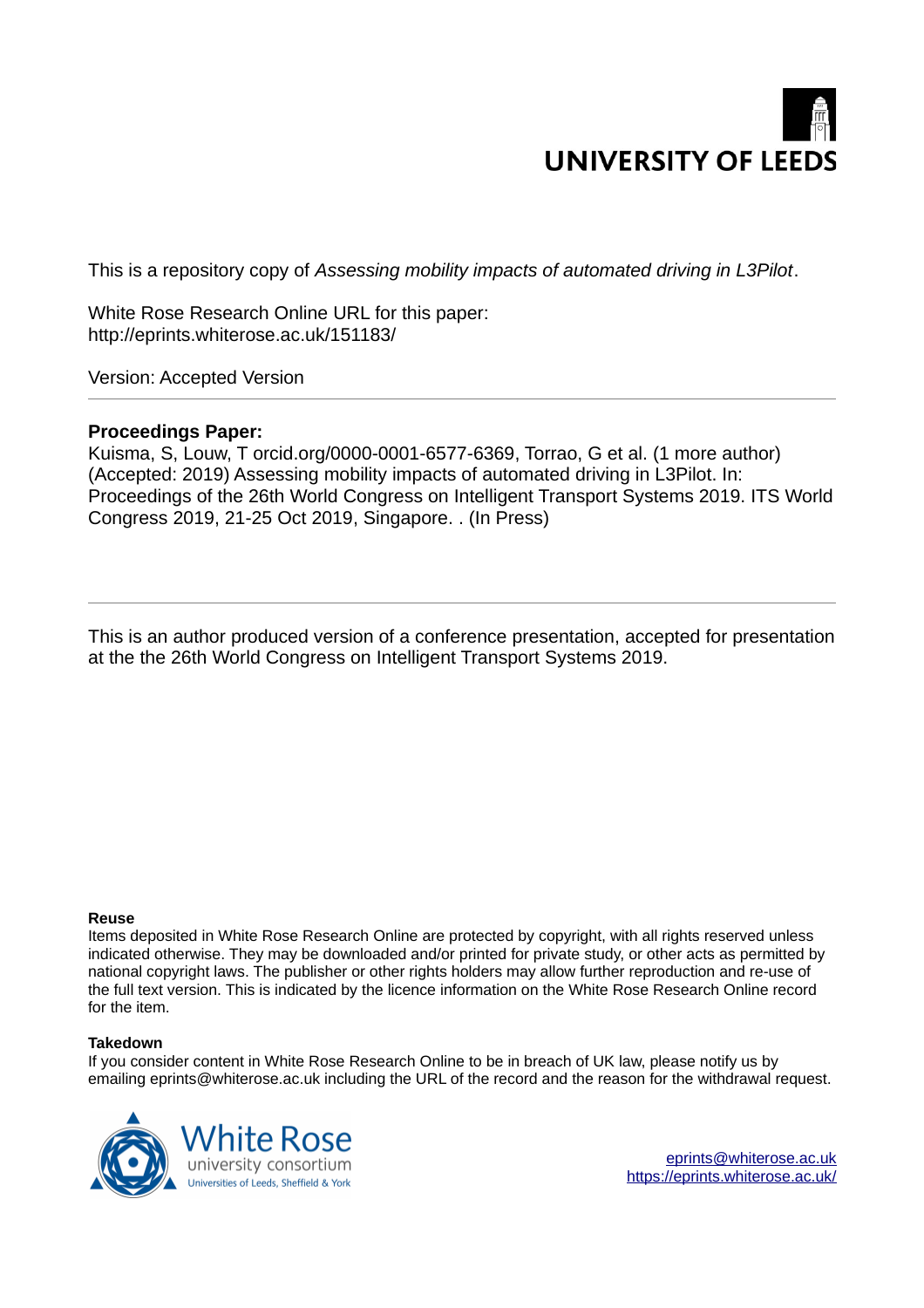UNIVERSITY OF LEEDS

This is a repository copy of *Assessing mobility impacts of automated driving in L3Pilot*.

White Rose Research Online URL for this paper:
http://eprints.whiterose.ac.uk/151183/

Version: Accepted Version

---

**Proceedings Paper:**

Kuisma, S, Louw, T orcid.org/0000-0001-6577-6369, Torrao, G et al. (1 more author) (Accepted: 2019) Assessing mobility impacts of automated driving in L3Pilot. In: Proceedings of the 26th World Congress on Intelligent Transport Systems 2019. ITS World Congress 2019, 21-25 Oct 2019, Singapore. . (In Press)

---

This is an author produced version of a conference presentation, accepted for presentation at the the 26th World Congress on Intelligent Transport Systems 2019.

**Reuse**

Items deposited in White Rose Research Online are protected by copyright, with all rights reserved unless indicated otherwise. They may be downloaded and/or printed for private study, or other acts as permitted by national copyright laws. The publisher or other rights holders may allow further reproduction and re-use of the full text version. This is indicated by the licence information on the White Rose Research Online record for the item.

**Takedown**

If you consider content in White Rose Research Online to be in breach of UK law, please notify us by emailing eprints@whiterose.ac.uk including the URL of the record and the reason for the withdrawal request.

White Rose university consortium
Universities of Leeds, Sheffield & York

eprints@whiterose.ac.uk
https://eprints.whiterose.ac.uk/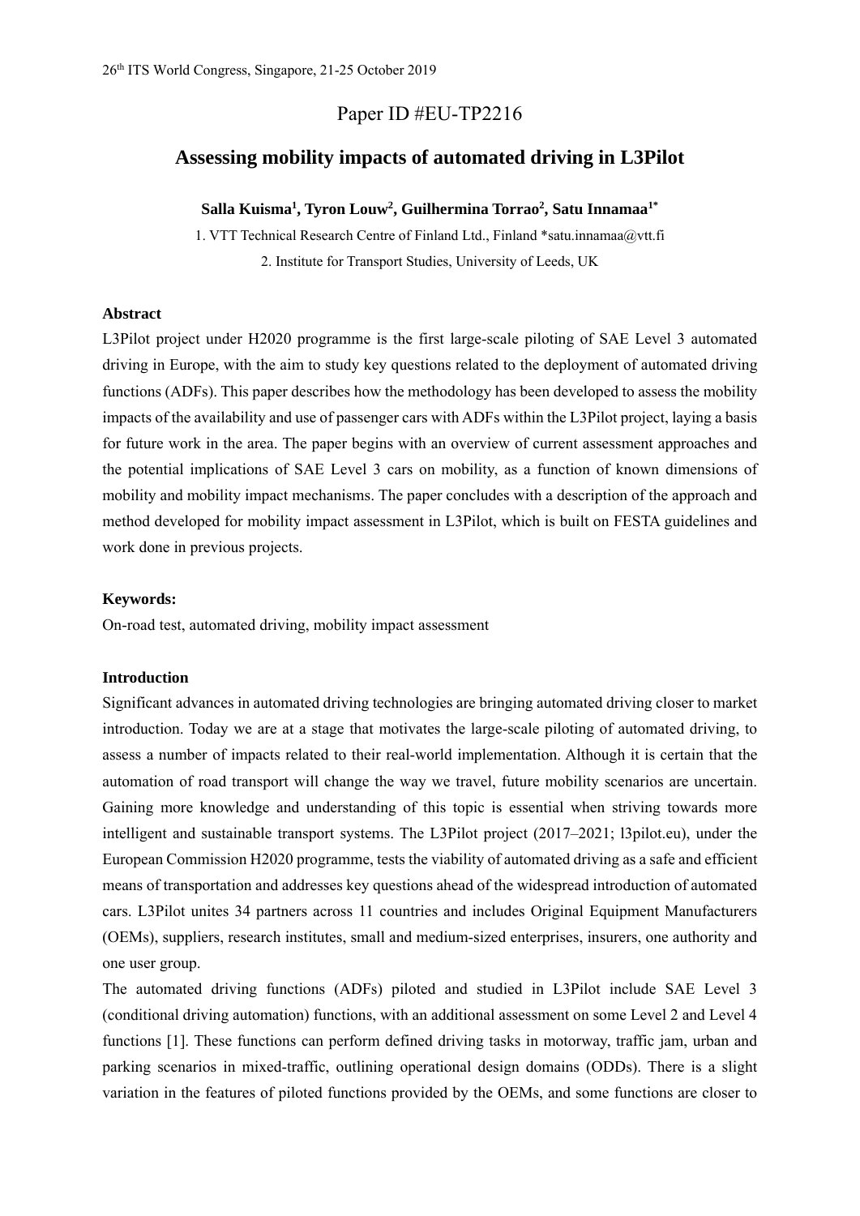Paper ID #EU-TP2216

# Assessing mobility impacts of automated driving in L3Pilot

**Salla Kuisma[1], Tyron Louw[2], Guilhermina Torrao[2], Satu Innamaa[1*]**

1. VTT Technical Research Centre of Finland Ltd., Finland *satu.innamaa@vtt.fi

2. Institute for Transport Studies, University of Leeds, UK

## Abstract

L3Pilot project under H2020 programme is the first large-scale piloting of SAE Level 3 automated driving in Europe, with the aim to study key questions related to the deployment of automated driving functions (ADFs). This paper describes how the methodology has been developed to assess the mobility impacts of the availability and use of passenger cars with ADFs within the L3Pilot project, laying a basis for future work in the area. The paper begins with an overview of current assessment approaches and the potential implications of SAE Level 3 cars on mobility, as a function of known dimensions of mobility and mobility impact mechanisms. The paper concludes with a description of the approach and method developed for mobility impact assessment in L3Pilot, which is built on FESTA guidelines and work done in previous projects.

## Keywords:

On-road test, automated driving, mobility impact assessment

## Introduction

Significant advances in automated driving technologies are bringing automated driving closer to market introduction. Today we are at a stage that motivates the large-scale piloting of automated driving, to assess a number of impacts related to their real-world implementation. Although it is certain that the automation of road transport will change the way we travel, future mobility scenarios are uncertain. Gaining more knowledge and understanding of this topic is essential when striving towards more intelligent and sustainable transport systems. The L3Pilot project (2017–2021; l3pilot.eu), under the European Commission H2020 programme, tests the viability of automated driving as a safe and efficient means of transportation and addresses key questions ahead of the widespread introduction of automated cars. L3Pilot unites 34 partners across 11 countries and includes Original Equipment Manufacturers (OEMs), suppliers, research institutes, small and medium-sized enterprises, insurers, one authority and one user group.

The automated driving functions (ADFs) piloted and studied in L3Pilot include SAE Level 3 (conditional driving automation) functions, with an additional assessment on some Level 2 and Level 4 functions [1]. These functions can perform defined driving tasks in motorway, traffic jam, urban and parking scenarios in mixed-traffic, outlining operational design domains (ODDs). There is a slight variation in the features of piloted functions provided by the OEMs, and some functions are closer to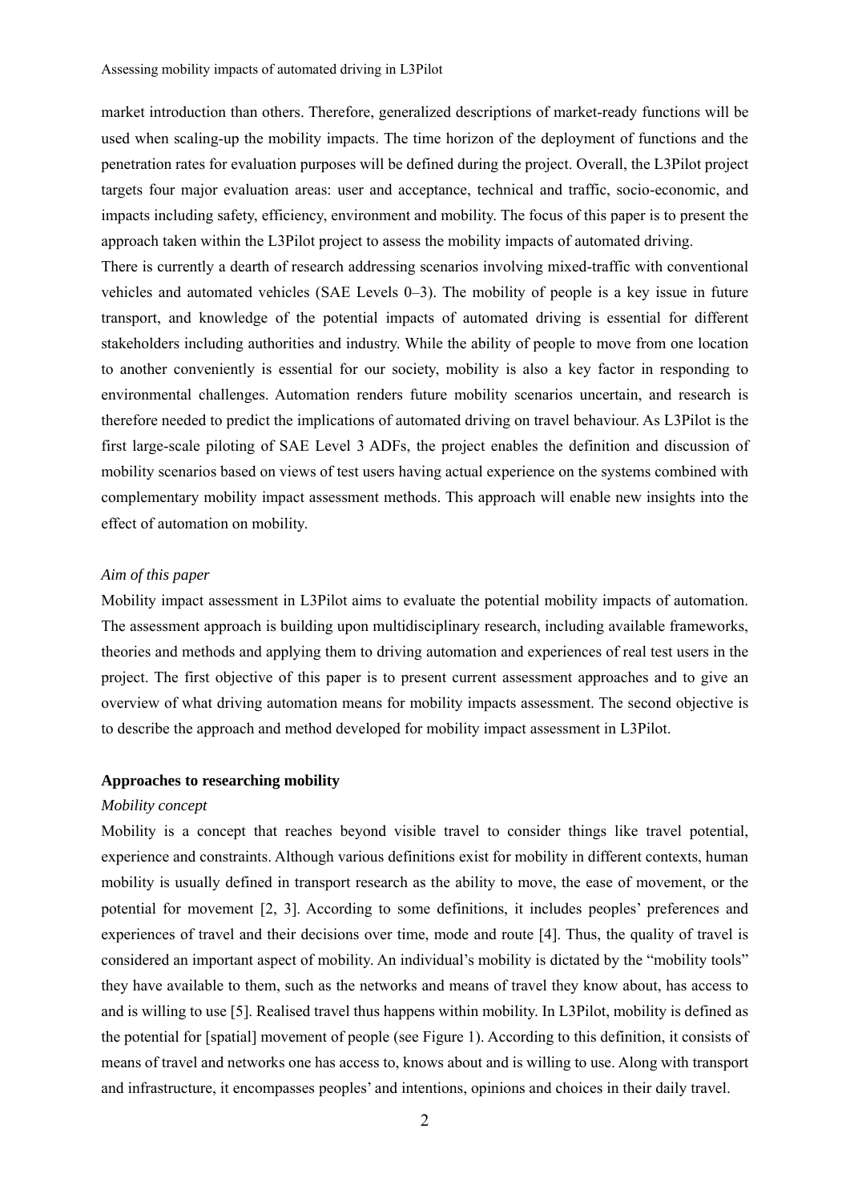market introduction than others. Therefore, generalized descriptions of market-ready functions will be used when scaling-up the mobility impacts. The time horizon of the deployment of functions and the penetration rates for evaluation purposes will be defined during the project. Overall, the L3Pilot project targets four major evaluation areas: user and acceptance, technical and traffic, socio-economic, and impacts including safety, efficiency, environment and mobility. The focus of this paper is to present the approach taken within the L3Pilot project to assess the mobility impacts of automated driving.

There is currently a dearth of research addressing scenarios involving mixed-traffic with conventional vehicles and automated vehicles (SAE Levels 0–3). The mobility of people is a key issue in future transport, and knowledge of the potential impacts of automated driving is essential for different stakeholders including authorities and industry. While the ability of people to move from one location to another conveniently is essential for our society, mobility is also a key factor in responding to environmental challenges. Automation renders future mobility scenarios uncertain, and research is therefore needed to predict the implications of automated driving on travel behaviour. As L3Pilot is the first large-scale piloting of SAE Level 3 ADFs, the project enables the definition and discussion of mobility scenarios based on views of test users having actual experience on the systems combined with complementary mobility impact assessment methods. This approach will enable new insights into the effect of automation on mobility.

*Aim of this paper*

Mobility impact assessment in L3Pilot aims to evaluate the potential mobility impacts of automation. The assessment approach is building upon multidisciplinary research, including available frameworks, theories and methods and applying them to driving automation and experiences of real test users in the project. The first objective of this paper is to present current assessment approaches and to give an overview of what driving automation means for mobility impacts assessment. The second objective is to describe the approach and method developed for mobility impact assessment in L3Pilot.

## Approaches to researching mobility

*Mobility concept*

Mobility is a concept that reaches beyond visible travel to consider things like travel potential, experience and constraints. Although various definitions exist for mobility in different contexts, human mobility is usually defined in transport research as the ability to move, the ease of movement, or the potential for movement [2, 3]. According to some definitions, it includes peoples' preferences and experiences of travel and their decisions over time, mode and route [4]. Thus, the quality of travel is considered an important aspect of mobility. An individual's mobility is dictated by the "mobility tools" they have available to them, such as the networks and means of travel they know about, has access to and is willing to use [5]. Realised travel thus happens within mobility. In L3Pilot, mobility is defined as the potential for [spatial] movement of people (see Figure 1). According to this definition, it consists of means of travel and networks one has access to, knows about and is willing to use. Along with transport and infrastructure, it encompasses peoples' and intentions, opinions and choices in their daily travel.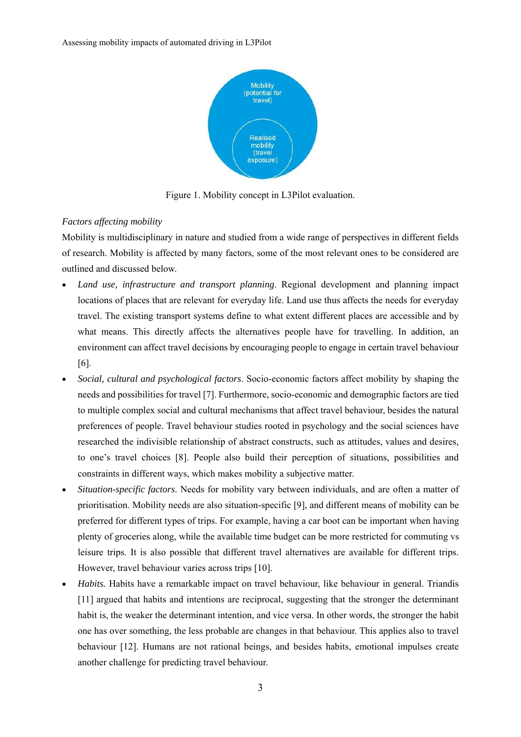Figure 1. Mobility concept in L3Pilot evaluation.

*Factors affecting mobility*

Mobility is multidisciplinary in nature and studied from a wide range of perspectives in different fields of research. Mobility is affected by many factors, some of the most relevant ones to be considered are outlined and discussed below.

- *Land use, infrastructure and transport planning*. Regional development and planning impact locations of places that are relevant for everyday life. Land use thus affects the needs for everyday travel. The existing transport systems define to what extent different places are accessible and by what means. This directly affects the alternatives people have for travelling. In addition, an environment can affect travel decisions by encouraging people to engage in certain travel behaviour [6].
- *Social, cultural and psychological factors*. Socio-economic factors affect mobility by shaping the needs and possibilities for travel [7]. Furthermore, socio-economic and demographic factors are tied to multiple complex social and cultural mechanisms that affect travel behaviour, besides the natural preferences of people. Travel behaviour studies rooted in psychology and the social sciences have researched the indivisible relationship of abstract constructs, such as attitudes, values and desires, to one's travel choices [8]. People also build their perception of situations, possibilities and constraints in different ways, which makes mobility a subjective matter.
- *Situation-specific factors*. Needs for mobility vary between individuals, and are often a matter of prioritisation. Mobility needs are also situation-specific [9], and different means of mobility can be preferred for different types of trips. For example, having a car boot can be important when having plenty of groceries along, while the available time budget can be more restricted for commuting vs leisure trips. It is also possible that different travel alternatives are available for different trips. However, travel behaviour varies across trips [10].
- *Habits.* Habits have a remarkable impact on travel behaviour, like behaviour in general. Triandis [11] argued that habits and intentions are reciprocal, suggesting that the stronger the determinant habit is, the weaker the determinant intention, and vice versa. In other words, the stronger the habit one has over something, the less probable are changes in that behaviour. This applies also to travel behaviour [12]. Humans are not rational beings, and besides habits, emotional impulses create another challenge for predicting travel behaviour.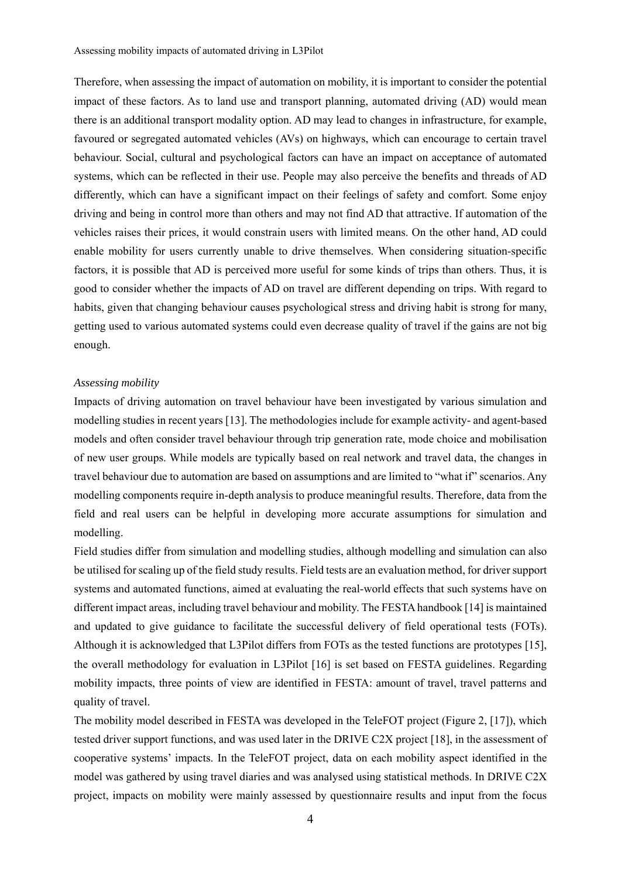Therefore, when assessing the impact of automation on mobility, it is important to consider the potential impact of these factors. As to land use and transport planning, automated driving (AD) would mean there is an additional transport modality option. AD may lead to changes in infrastructure, for example, favoured or segregated automated vehicles (AVs) on highways, which can encourage to certain travel behaviour. Social, cultural and psychological factors can have an impact on acceptance of automated systems, which can be reflected in their use. People may also perceive the benefits and threads of AD differently, which can have a significant impact on their feelings of safety and comfort. Some enjoy driving and being in control more than others and may not find AD that attractive. If automation of the vehicles raises their prices, it would constrain users with limited means. On the other hand, AD could enable mobility for users currently unable to drive themselves. When considering situation-specific factors, it is possible that AD is perceived more useful for some kinds of trips than others. Thus, it is good to consider whether the impacts of AD on travel are different depending on trips. With regard to habits, given that changing behaviour causes psychological stress and driving habit is strong for many, getting used to various automated systems could even decrease quality of travel if the gains are not big enough.

*Assessing mobility*

Impacts of driving automation on travel behaviour have been investigated by various simulation and modelling studies in recent years [13]. The methodologies include for example activity- and agent-based models and often consider travel behaviour through trip generation rate, mode choice and mobilisation of new user groups. While models are typically based on real network and travel data, the changes in travel behaviour due to automation are based on assumptions and are limited to "what if" scenarios. Any modelling components require in-depth analysis to produce meaningful results. Therefore, data from the field and real users can be helpful in developing more accurate assumptions for simulation and modelling.

Field studies differ from simulation and modelling studies, although modelling and simulation can also be utilised for scaling up of the field study results. Field tests are an evaluation method, for driver support systems and automated functions, aimed at evaluating the real-world effects that such systems have on different impact areas, including travel behaviour and mobility. The FESTA handbook [14] is maintained and updated to give guidance to facilitate the successful delivery of field operational tests (FOTs). Although it is acknowledged that L3Pilot differs from FOTs as the tested functions are prototypes [15], the overall methodology for evaluation in L3Pilot [16] is set based on FESTA guidelines. Regarding mobility impacts, three points of view are identified in FESTA: amount of travel, travel patterns and quality of travel.

The mobility model described in FESTA was developed in the TeleFOT project (Figure 2, [17]), which tested driver support functions, and was used later in the DRIVE C2X project [18], in the assessment of cooperative systems' impacts. In the TeleFOT project, data on each mobility aspect identified in the model was gathered by using travel diaries and was analysed using statistical methods. In DRIVE C2X project, impacts on mobility were mainly assessed by questionnaire results and input from the focus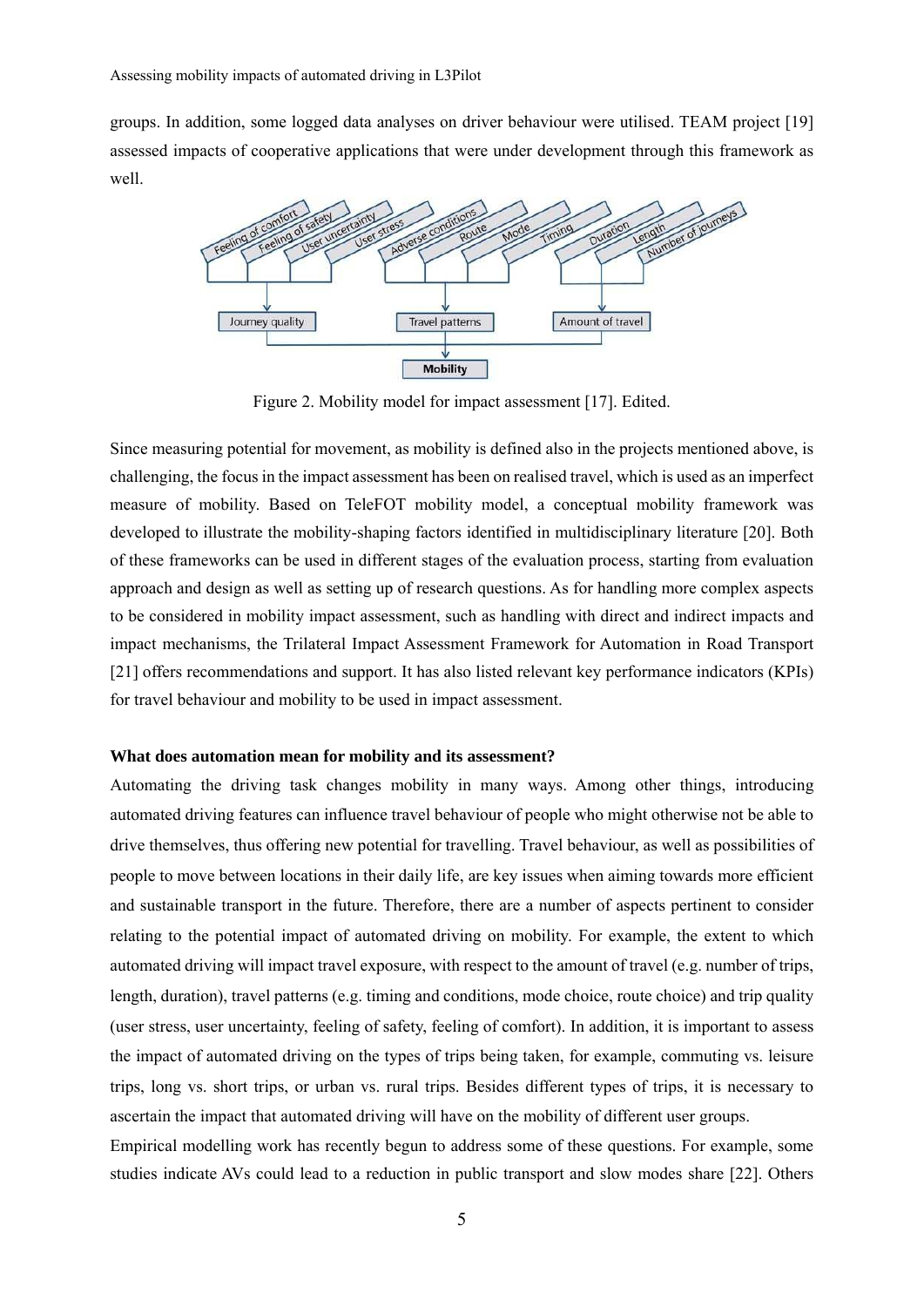groups. In addition, some logged data analyses on driver behaviour were utilised. TEAM project [19] assessed impacts of cooperative applications that were under development through this framework as well.

Figure 2. Mobility model for impact assessment [17]. Edited.

Since measuring potential for movement, as mobility is defined also in the projects mentioned above, is challenging, the focus in the impact assessment has been on realised travel, which is used as an imperfect measure of mobility. Based on TeleFOT mobility model, a conceptual mobility framework was developed to illustrate the mobility-shaping factors identified in multidisciplinary literature [20]. Both of these frameworks can be used in different stages of the evaluation process, starting from evaluation approach and design as well as setting up of research questions. As for handling more complex aspects to be considered in mobility impact assessment, such as handling with direct and indirect impacts and impact mechanisms, the Trilateral Impact Assessment Framework for Automation in Road Transport [21] offers recommendations and support. It has also listed relevant key performance indicators (KPIs) for travel behaviour and mobility to be used in impact assessment.

**What does automation mean for mobility and its assessment?**

Automating the driving task changes mobility in many ways. Among other things, introducing automated driving features can influence travel behaviour of people who might otherwise not be able to drive themselves, thus offering new potential for travelling. Travel behaviour, as well as possibilities of people to move between locations in their daily life, are key issues when aiming towards more efficient and sustainable transport in the future. Therefore, there are a number of aspects pertinent to consider relating to the potential impact of automated driving on mobility. For example, the extent to which automated driving will impact travel exposure, with respect to the amount of travel (e.g. number of trips, length, duration), travel patterns (e.g. timing and conditions, mode choice, route choice) and trip quality (user stress, user uncertainty, feeling of safety, feeling of comfort). In addition, it is important to assess the impact of automated driving on the types of trips being taken, for example, commuting vs. leisure trips, long vs. short trips, or urban vs. rural trips. Besides different types of trips, it is necessary to ascertain the impact that automated driving will have on the mobility of different user groups.

Empirical modelling work has recently begun to address some of these questions. For example, some studies indicate AVs could lead to a reduction in public transport and slow modes share [22]. Others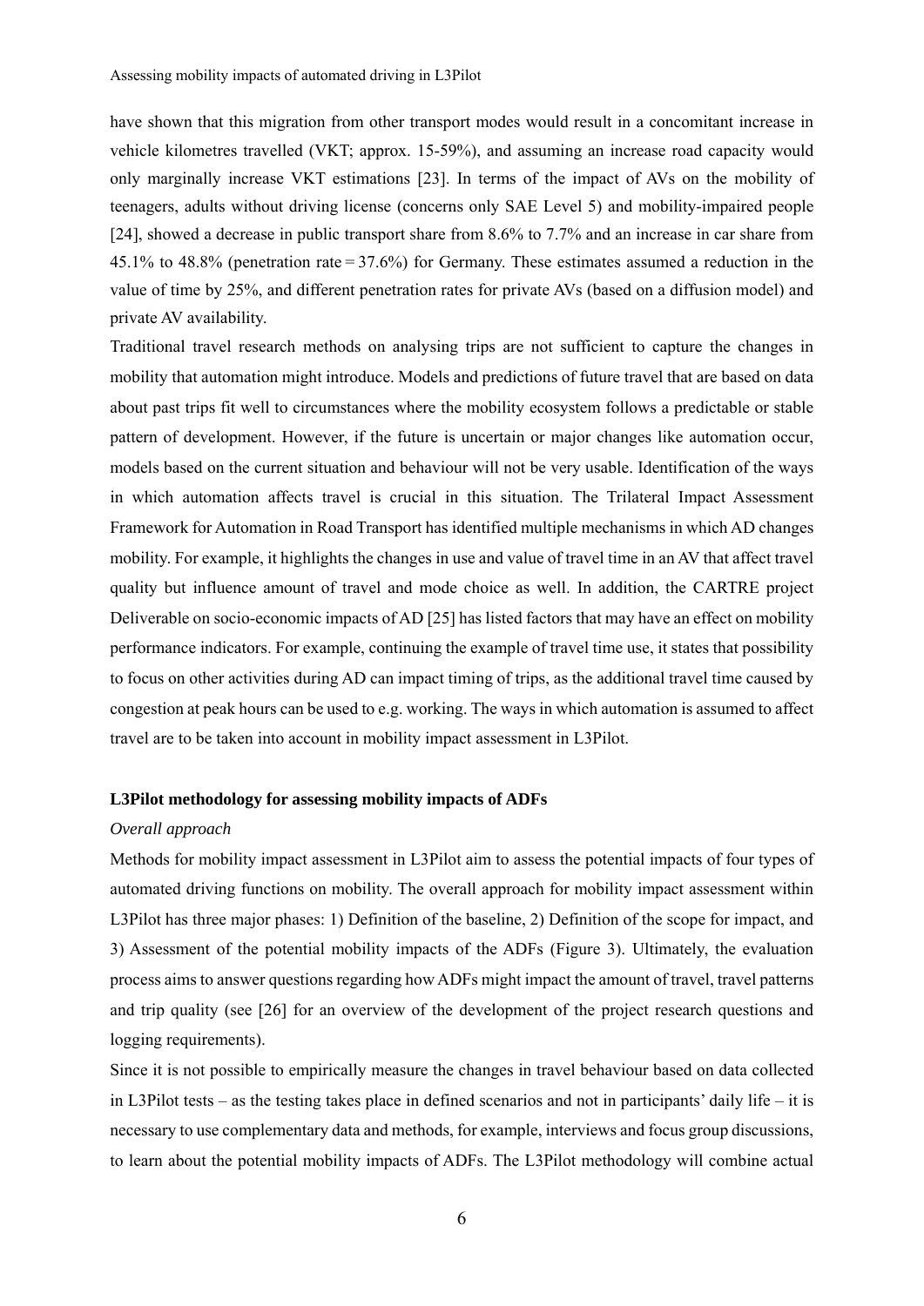have shown that this migration from other transport modes would result in a concomitant increase in vehicle kilometres travelled (VKT; approx. 15-59%), and assuming an increase road capacity would only marginally increase VKT estimations [23]. In terms of the impact of AVs on the mobility of teenagers, adults without driving license (concerns only SAE Level 5) and mobility-impaired people [24], showed a decrease in public transport share from 8.6% to 7.7% and an increase in car share from 45.1% to 48.8% (penetration rate = 37.6%) for Germany. These estimates assumed a reduction in the value of time by 25%, and different penetration rates for private AVs (based on a diffusion model) and private AV availability.

Traditional travel research methods on analysing trips are not sufficient to capture the changes in mobility that automation might introduce. Models and predictions of future travel that are based on data about past trips fit well to circumstances where the mobility ecosystem follows a predictable or stable pattern of development. However, if the future is uncertain or major changes like automation occur, models based on the current situation and behaviour will not be very usable. Identification of the ways in which automation affects travel is crucial in this situation. The Trilateral Impact Assessment Framework for Automation in Road Transport has identified multiple mechanisms in which AD changes mobility. For example, it highlights the changes in use and value of travel time in an AV that affect travel quality but influence amount of travel and mode choice as well. In addition, the CARTRE project Deliverable on socio-economic impacts of AD [25] has listed factors that may have an effect on mobility performance indicators. For example, continuing the example of travel time use, it states that possibility to focus on other activities during AD can impact timing of trips, as the additional travel time caused by congestion at peak hours can be used to e.g. working. The ways in which automation is assumed to affect travel are to be taken into account in mobility impact assessment in L3Pilot.

## L3Pilot methodology for assessing mobility impacts of ADFs

### *Overall approach*

Methods for mobility impact assessment in L3Pilot aim to assess the potential impacts of four types of automated driving functions on mobility. The overall approach for mobility impact assessment within L3Pilot has three major phases: 1) Definition of the baseline, 2) Definition of the scope for impact, and 3) Assessment of the potential mobility impacts of the ADFs (Figure 3). Ultimately, the evaluation process aims to answer questions regarding how ADFs might impact the amount of travel, travel patterns and trip quality (see [26] for an overview of the development of the project research questions and logging requirements).

Since it is not possible to empirically measure the changes in travel behaviour based on data collected in L3Pilot tests – as the testing takes place in defined scenarios and not in participants' daily life – it is necessary to use complementary data and methods, for example, interviews and focus group discussions, to learn about the potential mobility impacts of ADFs. The L3Pilot methodology will combine actual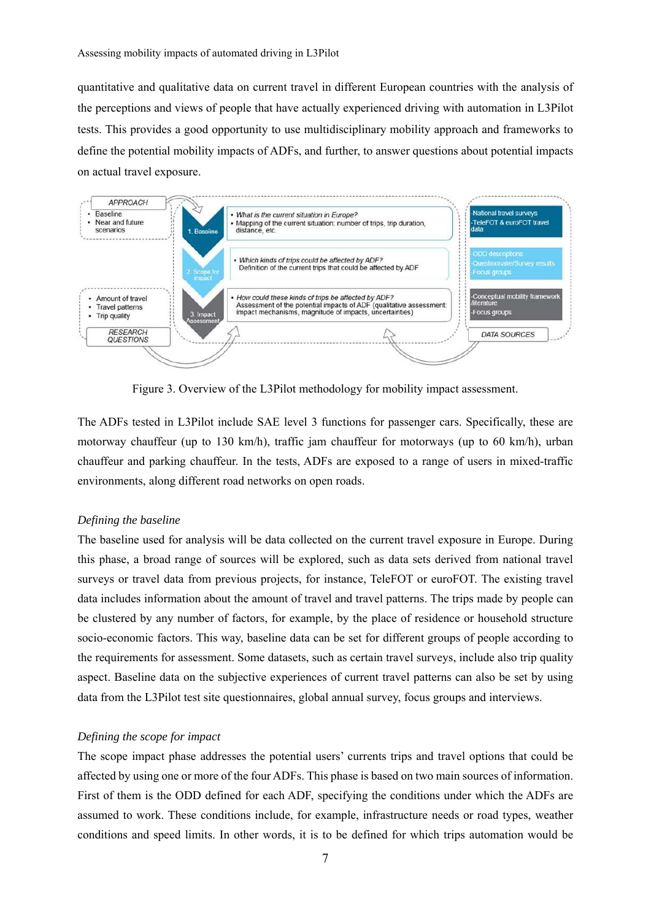quantitative and qualitative data on current travel in different European countries with the analysis of the perceptions and views of people that have actually experienced driving with automation in L3Pilot tests. This provides a good opportunity to use multidisciplinary mobility approach and frameworks to define the potential mobility impacts of ADFs, and further, to answer questions about potential impacts on actual travel exposure.

Figure 3. Overview of the L3Pilot methodology for mobility impact assessment.

The ADFs tested in L3Pilot include SAE level 3 functions for passenger cars. Specifically, these are motorway chauffeur (up to 130 km/h), traffic jam chauffeur for motorways (up to 60 km/h), urban chauffeur and parking chauffeur. In the tests, ADFs are exposed to a range of users in mixed-traffic environments, along different road networks on open roads.

*Defining the baseline*

The baseline used for analysis will be data collected on the current travel exposure in Europe. During this phase, a broad range of sources will be explored, such as data sets derived from national travel surveys or travel data from previous projects, for instance, TeleFOT or euroFOT. The existing travel data includes information about the amount of travel and travel patterns. The trips made by people can be clustered by any number of factors, for example, by the place of residence or household structure socio-economic factors. This way, baseline data can be set for different groups of people according to the requirements for assessment. Some datasets, such as certain travel surveys, include also trip quality aspect. Baseline data on the subjective experiences of current travel patterns can also be set by using data from the L3Pilot test site questionnaires, global annual survey, focus groups and interviews.

*Defining the scope for impact*

The scope impact phase addresses the potential users' currents trips and travel options that could be affected by using one or more of the four ADFs. This phase is based on two main sources of information. First of them is the ODD defined for each ADF, specifying the conditions under which the ADFs are assumed to work. These conditions include, for example, infrastructure needs or road types, weather conditions and speed limits. In other words, it is to be defined for which trips automation would be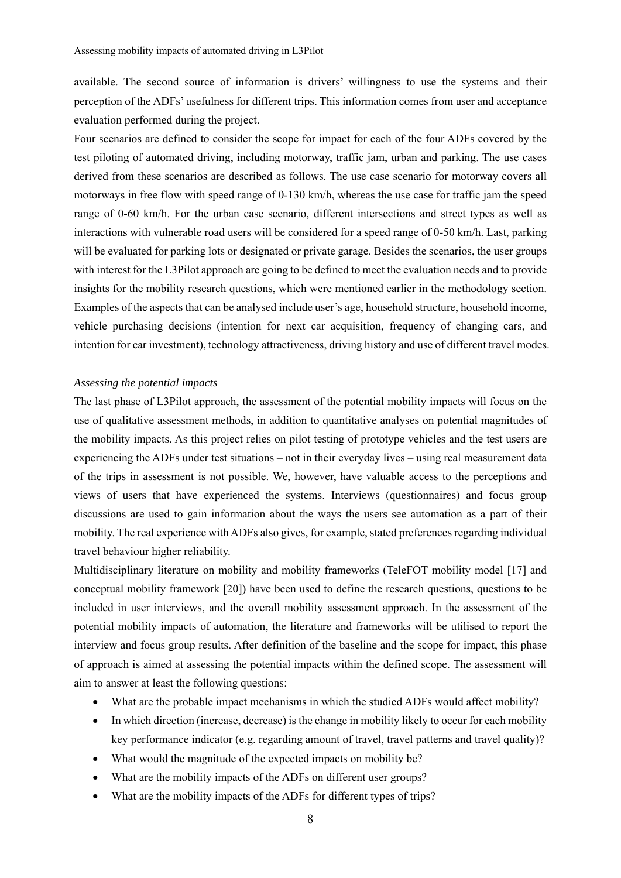available. The second source of information is drivers' willingness to use the systems and their perception of the ADFs' usefulness for different trips. This information comes from user and acceptance evaluation performed during the project.

Four scenarios are defined to consider the scope for impact for each of the four ADFs covered by the test piloting of automated driving, including motorway, traffic jam, urban and parking. The use cases derived from these scenarios are described as follows. The use case scenario for motorway covers all motorways in free flow with speed range of 0-130 km/h, whereas the use case for traffic jam the speed range of 0-60 km/h. For the urban case scenario, different intersections and street types as well as interactions with vulnerable road users will be considered for a speed range of 0-50 km/h. Last, parking will be evaluated for parking lots or designated or private garage. Besides the scenarios, the user groups with interest for the L3Pilot approach are going to be defined to meet the evaluation needs and to provide insights for the mobility research questions, which were mentioned earlier in the methodology section. Examples of the aspects that can be analysed include user's age, household structure, household income, vehicle purchasing decisions (intention for next car acquisition, frequency of changing cars, and intention for car investment), technology attractiveness, driving history and use of different travel modes.

*Assessing the potential impacts*

The last phase of L3Pilot approach, the assessment of the potential mobility impacts will focus on the use of qualitative assessment methods, in addition to quantitative analyses on potential magnitudes of the mobility impacts. As this project relies on pilot testing of prototype vehicles and the test users are experiencing the ADFs under test situations – not in their everyday lives – using real measurement data of the trips in assessment is not possible. We, however, have valuable access to the perceptions and views of users that have experienced the systems. Interviews (questionnaires) and focus group discussions are used to gain information about the ways the users see automation as a part of their mobility. The real experience with ADFs also gives, for example, stated preferences regarding individual travel behaviour higher reliability.

Multidisciplinary literature on mobility and mobility frameworks (TeleFOT mobility model [17] and conceptual mobility framework [20]) have been used to define the research questions, questions to be included in user interviews, and the overall mobility assessment approach. In the assessment of the potential mobility impacts of automation, the literature and frameworks will be utilised to report the interview and focus group results. After definition of the baseline and the scope for impact, this phase of approach is aimed at assessing the potential impacts within the defined scope. The assessment will aim to answer at least the following questions:

- What are the probable impact mechanisms in which the studied ADFs would affect mobility?
- In which direction (increase, decrease) is the change in mobility likely to occur for each mobility key performance indicator (e.g. regarding amount of travel, travel patterns and travel quality)?
- What would the magnitude of the expected impacts on mobility be?
- What are the mobility impacts of the ADFs on different user groups?
- What are the mobility impacts of the ADFs for different types of trips?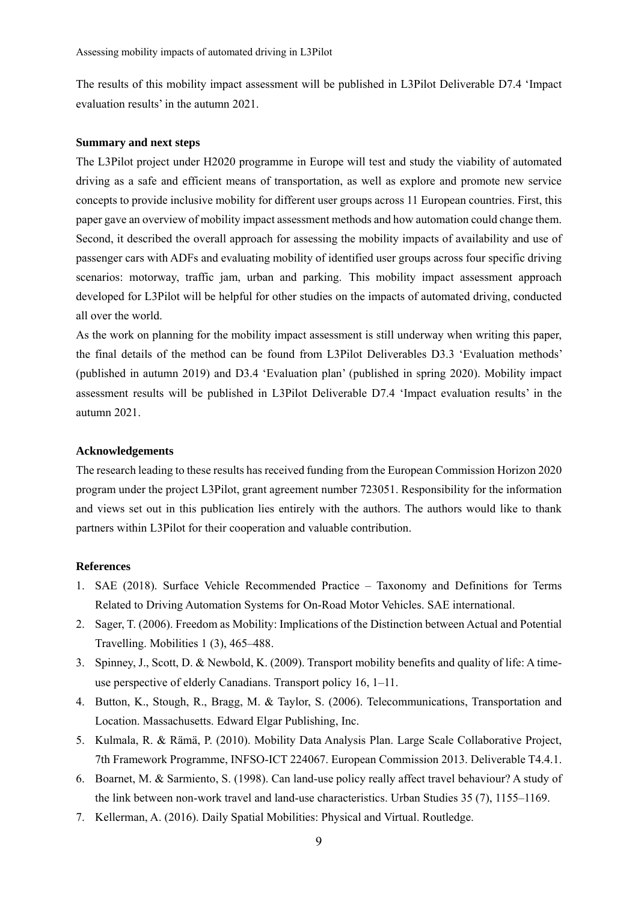The results of this mobility impact assessment will be published in L3Pilot Deliverable D7.4 'Impact evaluation results' in the autumn 2021.

**Summary and next steps**

The L3Pilot project under H2020 programme in Europe will test and study the viability of automated driving as a safe and efficient means of transportation, as well as explore and promote new service concepts to provide inclusive mobility for different user groups across 11 European countries. First, this paper gave an overview of mobility impact assessment methods and how automation could change them. Second, it described the overall approach for assessing the mobility impacts of availability and use of passenger cars with ADFs and evaluating mobility of identified user groups across four specific driving scenarios: motorway, traffic jam, urban and parking. This mobility impact assessment approach developed for L3Pilot will be helpful for other studies on the impacts of automated driving, conducted all over the world.

As the work on planning for the mobility impact assessment is still underway when writing this paper, the final details of the method can be found from L3Pilot Deliverables D3.3 'Evaluation methods' (published in autumn 2019) and D3.4 'Evaluation plan' (published in spring 2020). Mobility impact assessment results will be published in L3Pilot Deliverable D7.4 'Impact evaluation results' in the autumn 2021.

**Acknowledgements**

The research leading to these results has received funding from the European Commission Horizon 2020 program under the project L3Pilot, grant agreement number 723051. Responsibility for the information and views set out in this publication lies entirely with the authors. The authors would like to thank partners within L3Pilot for their cooperation and valuable contribution.

**References**

1. SAE (2018). Surface Vehicle Recommended Practice – Taxonomy and Definitions for Terms Related to Driving Automation Systems for On-Road Motor Vehicles. SAE international.
2. Sager, T. (2006). Freedom as Mobility: Implications of the Distinction between Actual and Potential Travelling. Mobilities 1 (3), 465–488.
3. Spinney, J., Scott, D. & Newbold, K. (2009). Transport mobility benefits and quality of life: A time-use perspective of elderly Canadians. Transport policy 16, 1–11.
4. Button, K., Stough, R., Bragg, M. & Taylor, S. (2006). Telecommunications, Transportation and Location. Massachusetts. Edward Elgar Publishing, Inc.
5. Kulmala, R. & Rämä, P. (2010). Mobility Data Analysis Plan. Large Scale Collaborative Project, 7th Framework Programme, INFSO-ICT 224067. European Commission 2013. Deliverable T4.4.1.
6. Boarnet, M. & Sarmiento, S. (1998). Can land-use policy really affect travel behaviour? A study of the link between non-work travel and land-use characteristics. Urban Studies 35 (7), 1155–1169.
7. Kellerman, A. (2016). Daily Spatial Mobilities: Physical and Virtual. Routledge.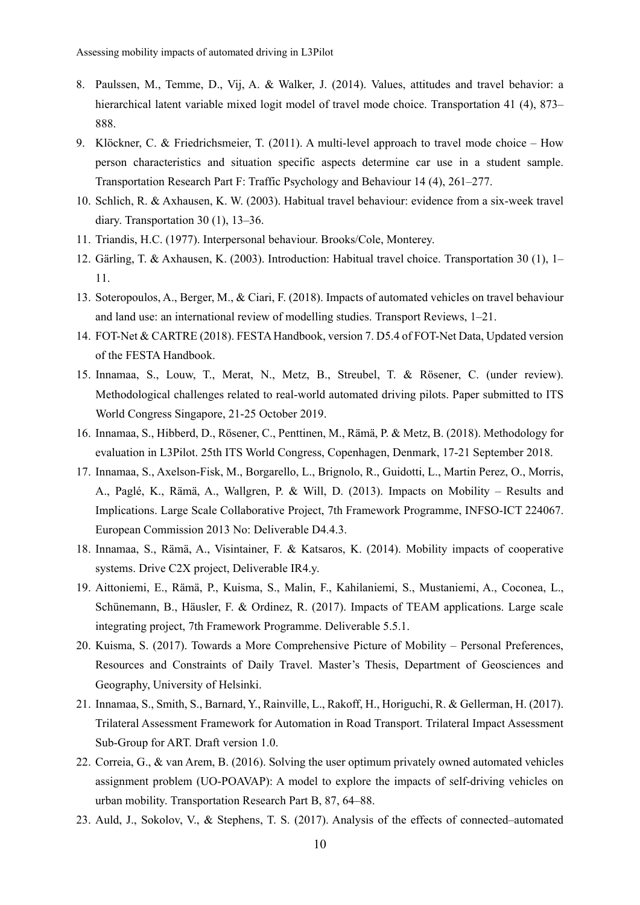8. Paulssen, M., Temme, D., Vij, A. & Walker, J. (2014). Values, attitudes and travel behavior: a hierarchical latent variable mixed logit model of travel mode choice. Transportation 41 (4), 873–888.
9. Klöckner, C. & Friedrichsmeier, T. (2011). A multi-level approach to travel mode choice – How person characteristics and situation specific aspects determine car use in a student sample. Transportation Research Part F: Traffic Psychology and Behaviour 14 (4), 261–277.
10. Schlich, R. & Axhausen, K. W. (2003). Habitual travel behaviour: evidence from a six-week travel diary. Transportation 30 (1), 13–36.
11. Triandis, H.C. (1977). Interpersonal behaviour. Brooks/Cole, Monterey.
12. Gärling, T. & Axhausen, K. (2003). Introduction: Habitual travel choice. Transportation 30 (1), 1–11.
13. Soteropoulos, A., Berger, M., & Ciari, F. (2018). Impacts of automated vehicles on travel behaviour and land use: an international review of modelling studies. Transport Reviews, 1–21.
14. FOT-Net & CARTRE (2018). FESTA Handbook, version 7. D5.4 of FOT-Net Data, Updated version of the FESTA Handbook.
15. Innamaa, S., Louw, T., Merat, N., Metz, B., Streubel, T. & Rösener, C. (under review). Methodological challenges related to real-world automated driving pilots. Paper submitted to ITS World Congress Singapore, 21-25 October 2019.
16. Innamaa, S., Hibberd, D., Rösener, C., Penttinen, M., Rämä, P. & Metz, B. (2018). Methodology for evaluation in L3Pilot. 25th ITS World Congress, Copenhagen, Denmark, 17-21 September 2018.
17. Innamaa, S., Axelson-Fisk, M., Borgarello, L., Brignolo, R., Guidotti, L., Martin Perez, O., Morris, A., Paglé, K., Rämä, A., Wallgren, P. & Will, D. (2013). Impacts on Mobility – Results and Implications. Large Scale Collaborative Project, 7th Framework Programme, INFSO-ICT 224067. European Commission 2013 No: Deliverable D4.4.3.
18. Innamaa, S., Rämä, A., Visintainer, F. & Katsaros, K. (2014). Mobility impacts of cooperative systems. Drive C2X project, Deliverable IR4.y.
19. Aittoniemi, E., Rämä, P., Kuisma, S., Malin, F., Kahilaniemi, S., Mustaniemi, A., Coconea, L., Schünemann, B., Häusler, F. & Ordinez, R. (2017). Impacts of TEAM applications. Large scale integrating project, 7th Framework Programme. Deliverable 5.5.1.
20. Kuisma, S. (2017). Towards a More Comprehensive Picture of Mobility – Personal Preferences, Resources and Constraints of Daily Travel. Master's Thesis, Department of Geosciences and Geography, University of Helsinki.
21. Innamaa, S., Smith, S., Barnard, Y., Rainville, L., Rakoff, H., Horiguchi, R. & Gellerman, H. (2017). Trilateral Assessment Framework for Automation in Road Transport. Trilateral Impact Assessment Sub-Group for ART. Draft version 1.0.
22. Correia, G., & van Arem, B. (2016). Solving the user optimum privately owned automated vehicles assignment problem (UO-POAVAP): A model to explore the impacts of self-driving vehicles on urban mobility. Transportation Research Part B, 87, 64–88.
23. Auld, J., Sokolov, V., & Stephens, T. S. (2017). Analysis of the effects of connected–automated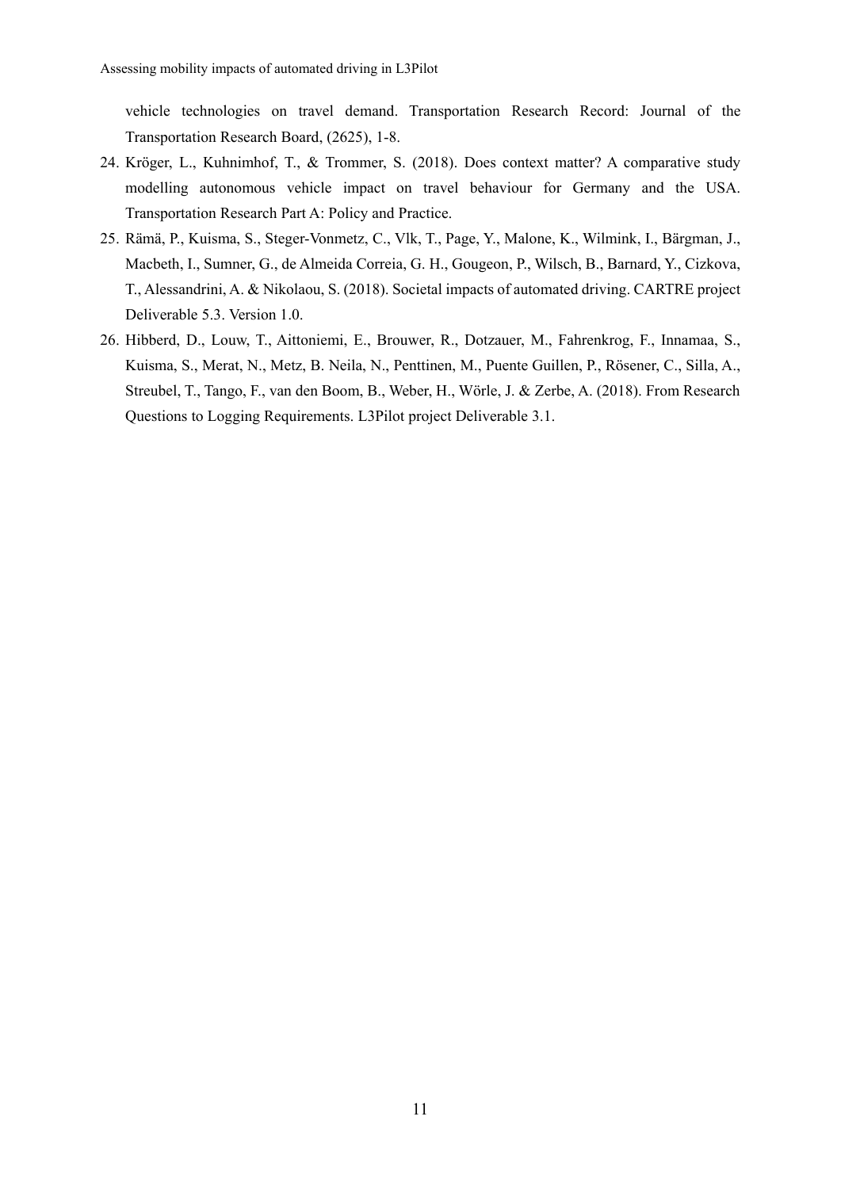vehicle technologies on travel demand. Transportation Research Record: Journal of the Transportation Research Board, (2625), 1-8.

24. Kröger, L., Kuhnimhof, T., & Trommer, S. (2018). Does context matter? A comparative study modelling autonomous vehicle impact on travel behaviour for Germany and the USA. Transportation Research Part A: Policy and Practice.
25. Rämä, P., Kuisma, S., Steger-Vonmetz, C., Vlk, T., Page, Y., Malone, K., Wilmink, I., Bärgman, J., Macbeth, I., Sumner, G., de Almeida Correia, G. H., Gougeon, P., Wilsch, B., Barnard, Y., Cizkova, T., Alessandrini, A. & Nikolaou, S. (2018). Societal impacts of automated driving. CARTRE project Deliverable 5.3. Version 1.0.
26. Hibberd, D., Louw, T., Aittoniemi, E., Brouwer, R., Dotzauer, M., Fahrenkrog, F., Innamaa, S., Kuisma, S., Merat, N., Metz, B. Neila, N., Penttinen, M., Puente Guillen, P., Rösener, C., Silla, A., Streubel, T., Tango, F., van den Boom, B., Weber, H., Wörle, J. & Zerbe, A. (2018). From Research Questions to Logging Requirements. L3Pilot project Deliverable 3.1.